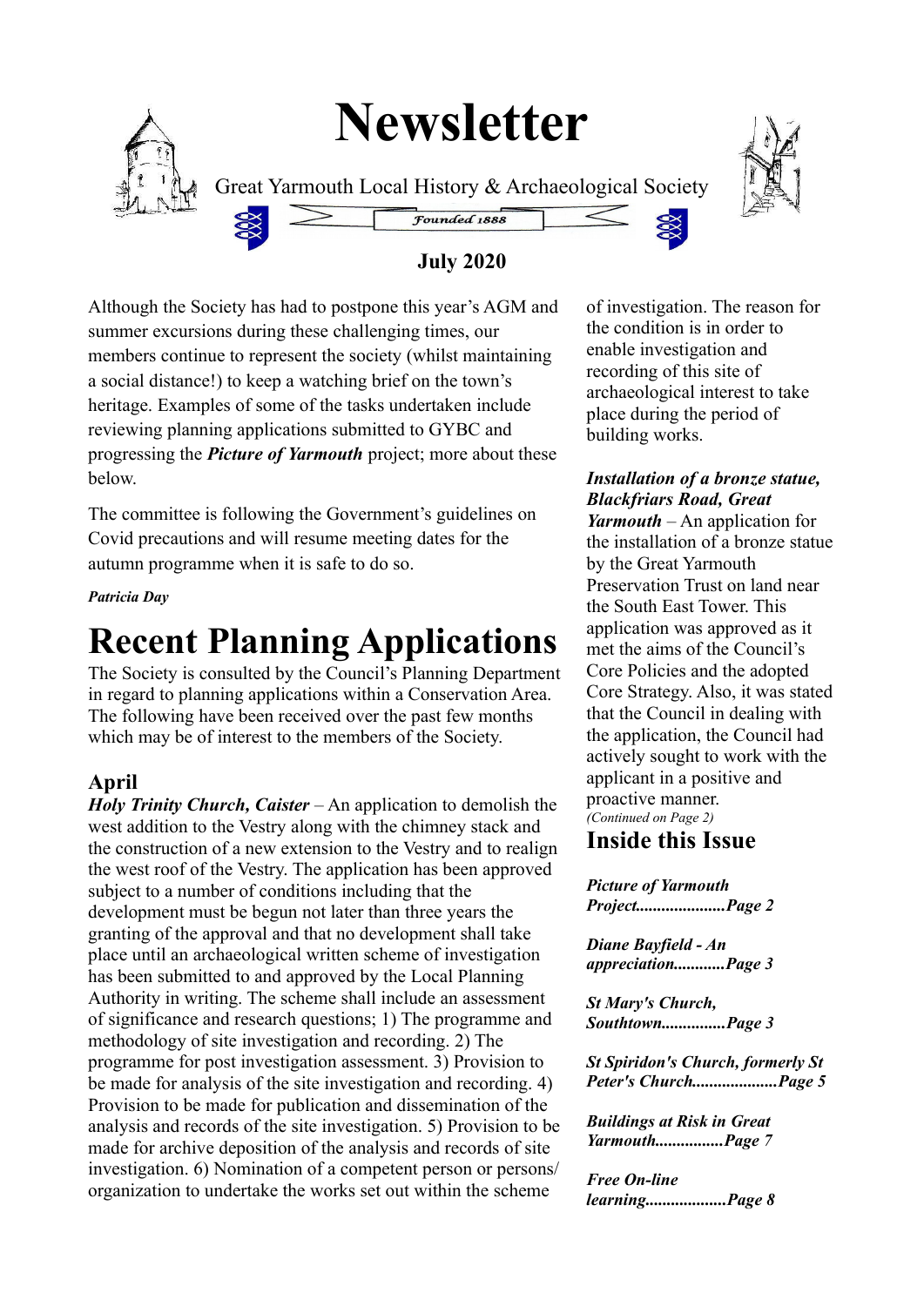# Newsletter

Great Yarmouth Local History & Archaeological Society

Founded 1888

**July 2020**

Although the Society has had to postpone this year's AGM and summer excursions during these challenging times, our members continue to represent the society (whilst maintaining a social distance!) to keep a watching brief on the town's heritage. Examples of some of the tasks undertaken include reviewing planning applications submitted to GYBC and progressing the ***Picture of Yarmouth*** project; more about these below.

The committee is following the Government's guidelines on Covid precautions and will resume meeting dates for the autumn programme when it is safe to do so.

***Patricia Day***

# Recent Planning Applications

The Society is consulted by the Council's Planning Department in regard to planning applications within a Conservation Area. The following have been received over the past few months which may be of interest to the members of the Society.

## April

***Holy Trinity Church, Caister*** – An application to demolish the west addition to the Vestry along with the chimney stack and the construction of a new extension to the Vestry and to realign the west roof of the Vestry. The application has been approved subject to a number of conditions including that the development must be begun not later than three years the granting of the approval and that no development shall take place until an archaeological written scheme of investigation has been submitted to and approved by the Local Planning Authority in writing. The scheme shall include an assessment of significance and research questions; 1) The programme and methodology of site investigation and recording. 2) The programme for post investigation assessment. 3) Provision to be made for analysis of the site investigation and recording. 4) Provision to be made for publication and dissemination of the analysis and records of the site investigation. 5) Provision to be made for archive deposition of the analysis and records of site investigation. 6) Nomination of a competent person or persons/ organization to undertake the works set out within the scheme of investigation. The reason for the condition is in order to enable investigation and recording of this site of archaeological interest to take place during the period of building works.

***Installation of a bronze statue, Blackfriars Road, Great Yarmouth*** – An application for the installation of a bronze statue by the Great Yarmouth Preservation Trust on land near the South East Tower. This application was approved as it met the aims of the Council's Core Policies and the adopted Core Strategy. Also, it was stated that the Council in dealing with the application, the Council had actively sought to work with the applicant in a positive and proactive manner.

*(Continued on Page 2)*

## Inside this Issue

***Picture of Yarmouth Project.....................Page 2***

***Diane Bayfield - An appreciation............Page 3***

***St Mary's Church, Southtown...............Page 3***

***St Spiridon's Church, formerly St Peter's Church....................Page 5***

***Buildings at Risk in Great Yarmouth................Page 7***

***Free On-line learning...................Page 8***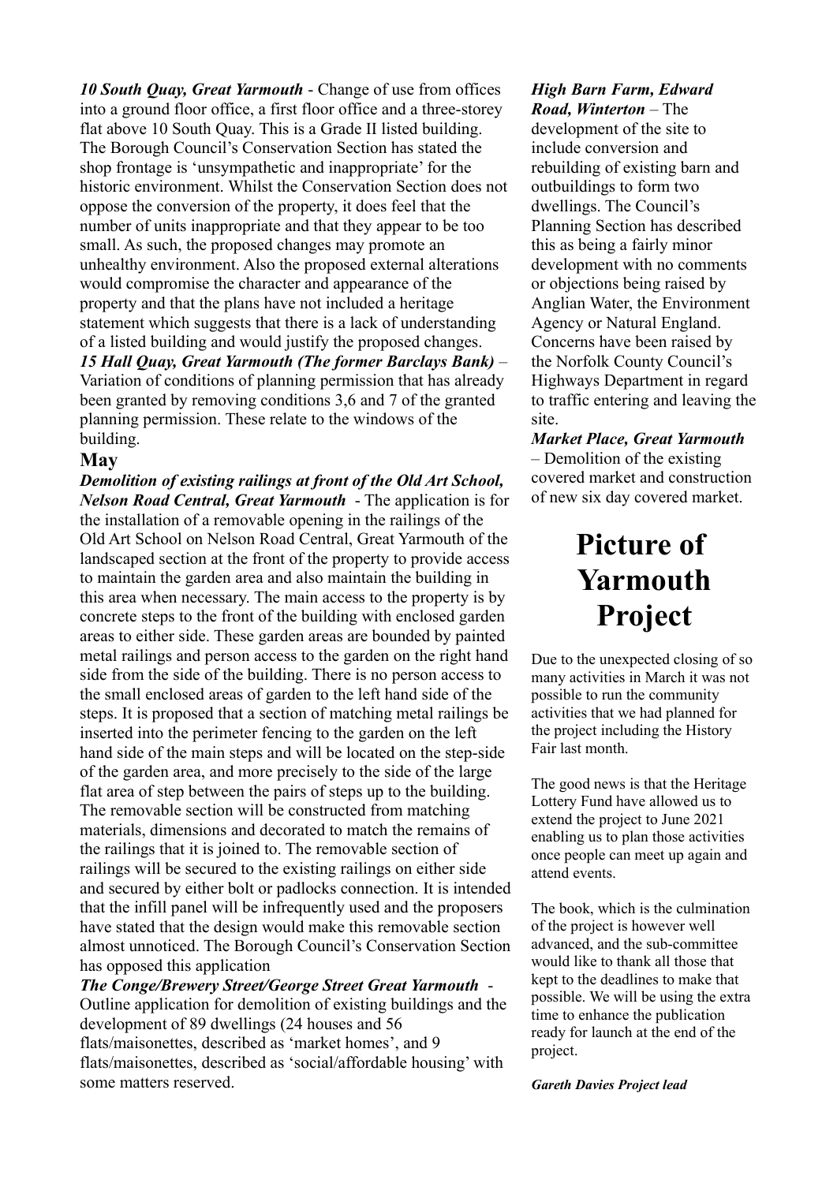***10 South Quay, Great Yarmouth*** - Change of use from offices into a ground floor office, a first floor office and a three-storey flat above 10 South Quay. This is a Grade II listed building. The Borough Council's Conservation Section has stated the shop frontage is 'unsympathetic and inappropriate' for the historic environment. Whilst the Conservation Section does not oppose the conversion of the property, it does feel that the number of units inappropriate and that they appear to be too small. As such, the proposed changes may promote an unhealthy environment. Also the proposed external alterations would compromise the character and appearance of the property and that the plans have not included a heritage statement which suggests that there is a lack of understanding of a listed building and would justify the proposed changes.

***15 Hall Quay, Great Yarmouth (The former Barclays Bank)*** – Variation of conditions of planning permission that has already been granted by removing conditions 3,6 and 7 of the granted planning permission. These relate to the windows of the building.

## May

***Demolition of existing railings at front of the Old Art School, Nelson Road Central, Great Yarmouth*** - The application is for the installation of a removable opening in the railings of the Old Art School on Nelson Road Central, Great Yarmouth of the landscaped section at the front of the property to provide access to maintain the garden area and also maintain the building in this area when necessary. The main access to the property is by concrete steps to the front of the building with enclosed garden areas to either side. These garden areas are bounded by painted metal railings and person access to the garden on the right hand side from the side of the building. There is no person access to the small enclosed areas of garden to the left hand side of the steps. It is proposed that a section of matching metal railings be inserted into the perimeter fencing to the garden on the left hand side of the main steps and will be located on the step-side of the garden area, and more precisely to the side of the large flat area of step between the pairs of steps up to the building. The removable section will be constructed from matching materials, dimensions and decorated to match the remains of the railings that it is joined to. The removable section of railings will be secured to the existing railings on either side and secured by either bolt or padlocks connection. It is intended that the infill panel will be infrequently used and the proposers have stated that the design would make this removable section almost unnoticed. The Borough Council's Conservation Section has opposed this application

***The Conge/Brewery Street/George Street Great Yarmouth*** - Outline application for demolition of existing buildings and the development of 89 dwellings (24 houses and 56 flats/maisonettes, described as 'market homes', and 9 flats/maisonettes, described as 'social/affordable housing' with some matters reserved.

***High Barn Farm, Edward Road, Winterton*** – The development of the site to include conversion and rebuilding of existing barn and outbuildings to form two dwellings. The Council's Planning Section has described this as being a fairly minor development with no comments or objections being raised by Anglian Water, the Environment Agency or Natural England. Concerns have been raised by the Norfolk County Council's Highways Department in regard to traffic entering and leaving the site.

***Market Place, Great Yarmouth*** – Demolition of the existing covered market and construction of new six day covered market.

# Picture of Yarmouth Project

Due to the unexpected closing of so many activities in March it was not possible to run the community activities that we had planned for the project including the History Fair last month.

The good news is that the Heritage Lottery Fund have allowed us to extend the project to June 2021 enabling us to plan those activities once people can meet up again and attend events.

The book, which is the culmination of the project is however well advanced, and the sub-committee would like to thank all those that kept to the deadlines to make that possible. We will be using the extra time to enhance the publication ready for launch at the end of the project.

***Gareth Davies Project lead***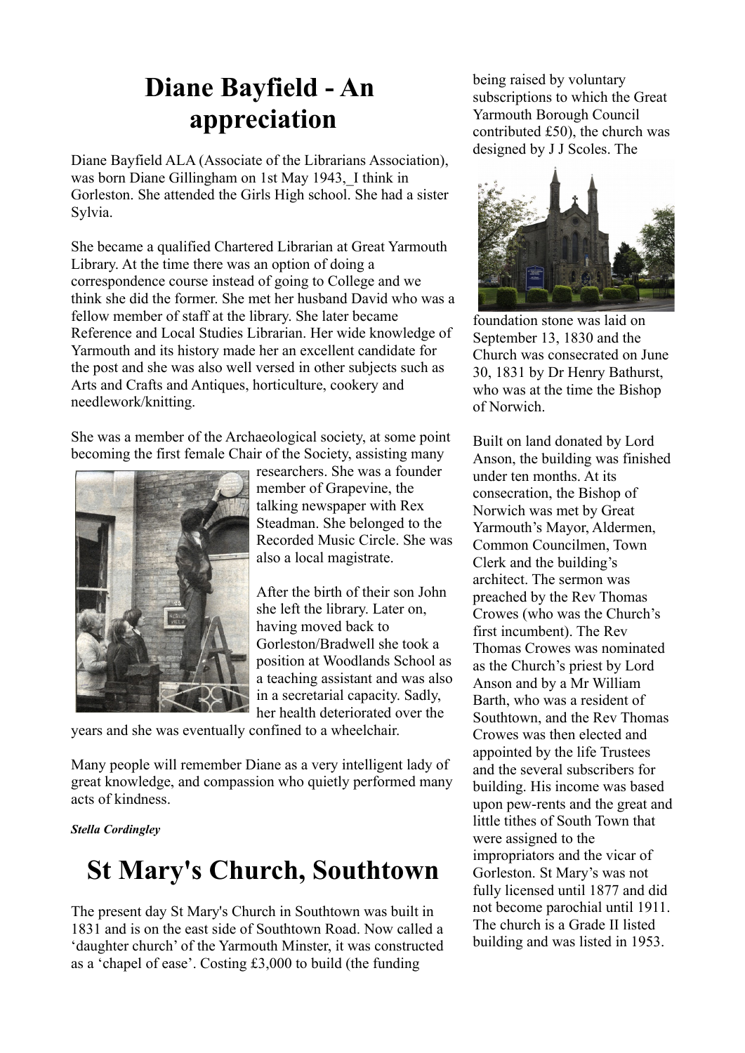# Diane Bayfield - An appreciation

Diane Bayfield ALA (Associate of the Librarians Association), was born Diane Gillingham on 1st May 1943,_I think in Gorleston. She attended the Girls High school. She had a sister Sylvia.

She became a qualified Chartered Librarian at Great Yarmouth Library. At the time there was an option of doing a correspondence course instead of going to College and we think she did the former. She met her husband David who was a fellow member of staff at the library. She later became Reference and Local Studies Librarian. Her wide knowledge of Yarmouth and its history made her an excellent candidate for the post and she was also well versed in other subjects such as Arts and Crafts and Antiques, horticulture, cookery and needlework/knitting.

She was a member of the Archaeological society, at some point becoming the first female Chair of the Society, assisting many researchers. She was a founder member of Grapevine, the talking newspaper with Rex Steadman. She belonged to the Recorded Music Circle. She was also a local magistrate.

After the birth of their son John she left the library. Later on, having moved back to Gorleston/Bradwell she took a position at Woodlands School as a teaching assistant and was also in a secretarial capacity. Sadly, her health deteriorated over the years and she was eventually confined to a wheelchair.

Many people will remember Diane as a very intelligent lady of great knowledge, and compassion who quietly performed many acts of kindness.

***Stella Cordingley***

# St Mary's Church, Southtown

The present day St Mary's Church in Southtown was built in 1831 and is on the east side of Southtown Road. Now called a 'daughter church' of the Yarmouth Minster, it was constructed as a 'chapel of ease'. Costing £3,000 to build (the funding being raised by voluntary subscriptions to which the Great Yarmouth Borough Council contributed £50), the church was designed by J J Scoles. The foundation stone was laid on September 13, 1830 and the Church was consecrated on June 30, 1831 by Dr Henry Bathurst, who was at the time the Bishop of Norwich.

Built on land donated by Lord Anson, the building was finished under ten months. At its consecration, the Bishop of Norwich was met by Great Yarmouth's Mayor, Aldermen, Common Councilmen, Town Clerk and the building's architect. The sermon was preached by the Rev Thomas Crowes (who was the Church's first incumbent). The Rev Thomas Crowes was nominated as the Church's priest by Lord Anson and by a Mr William Barth, who was a resident of Southtown, and the Rev Thomas Crowes was then elected and appointed by the life Trustees and the several subscribers for building. His income was based upon pew-rents and the great and little tithes of South Town that were assigned to the impropriators and the vicar of Gorleston. St Mary's was not fully licensed until 1877 and did not become parochial until 1911. The church is a Grade II listed building and was listed in 1953.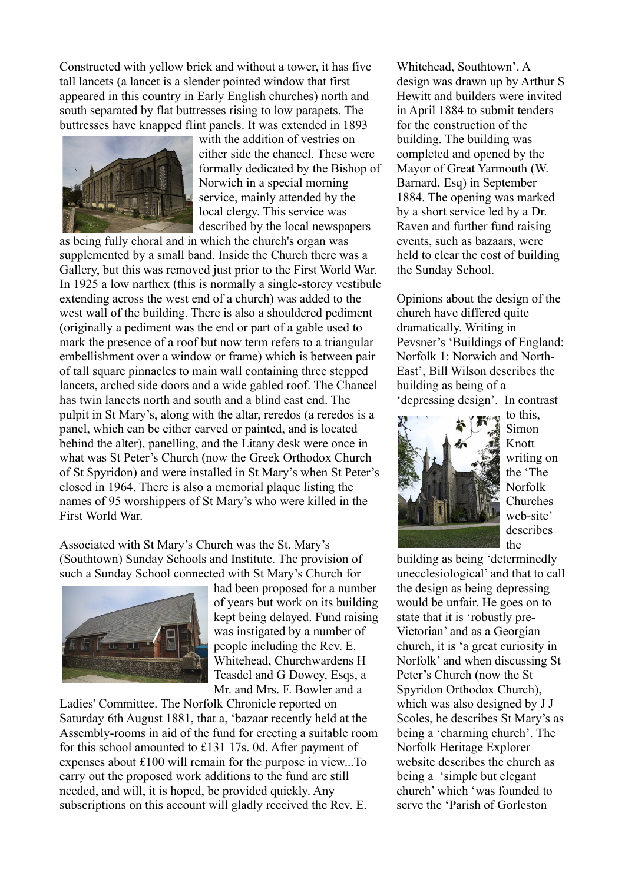Constructed with yellow brick and without a tower, it has five tall lancets (a lancet is a slender pointed window that first appeared in this country in Early English churches) north and south separated by flat buttresses rising to low parapets. The buttresses have knapped flint panels. It was extended in 1893 with the addition of vestries on either side the chancel. These were formally dedicated by the Bishop of Norwich in a special morning service, mainly attended by the local clergy. This service was described by the local newspapers as being fully choral and in which the church's organ was supplemented by a small band. Inside the Church there was a Gallery, but this was removed just prior to the First World War. In 1925 a low narthex (this is normally a single-storey vestibule extending across the west end of a church) was added to the west wall of the building. There is also a shouldered pediment (originally a pediment was the end or part of a gable used to mark the presence of a roof but now term refers to a triangular embellishment over a window or frame) which is between pair of tall square pinnacles to main wall containing three stepped lancets, arched side doors and a wide gabled roof. The Chancel has twin lancets north and south and a blind east end. The pulpit in St Mary's, along with the altar, reredos (a reredos is a panel, which can be either carved or painted, and is located behind the alter), panelling, and the Litany desk were once in what was St Peter's Church (now the Greek Orthodox Church of St Spyridon) and were installed in St Mary's when St Peter's closed in 1964. There is also a memorial plaque listing the names of 95 worshippers of St Mary's who were killed in the First World War.

Associated with St Mary's Church was the St. Mary's (Southtown) Sunday Schools and Institute. The provision of such a Sunday School connected with St Mary's Church for had been proposed for a number of years but work on its building kept being delayed. Fund raising was instigated by a number of people including the Rev. E. Whitehead, Churchwardens H Teasdel and G Dowey, Esqs, a Mr. and Mrs. F. Bowler and a Ladies' Committee. The Norfolk Chronicle reported on Saturday 6th August 1881, that a, 'bazaar recently held at the Assembly-rooms in aid of the fund for erecting a suitable room for this school amounted to £131 17s. 0d. After payment of expenses about £100 will remain for the purpose in view...To carry out the proposed work additions to the fund are still needed, and will, it is hoped, be provided quickly. Any subscriptions on this account will gladly received the Rev. E. Whitehead, Southtown'. A design was drawn up by Arthur S Hewitt and builders were invited in April 1884 to submit tenders for the construction of the building. The building was completed and opened by the Mayor of Great Yarmouth (W. Barnard, Esq) in September 1884. The opening was marked by a short service led by a Dr. Raven and further fund raising events, such as bazaars, were held to clear the cost of building the Sunday School.

Opinions about the design of the church have differed quite dramatically. Writing in Pevsner's 'Buildings of England: Norfolk 1: Norwich and North-East', Bill Wilson describes the building as being of a 'depressing design'. In contrast to this, Simon Knott writing on the 'The Norfolk Churches web-site' describes the building as being 'determinedly unecclesiological' and that to call the design as being depressing would be unfair. He goes on to state that it is 'robustly pre-Victorian' and as a Georgian church, it is 'a great curiosity in Norfolk' and when discussing St Peter's Church (now the St Spyridon Orthodox Church), which was also designed by J J Scoles, he describes St Mary's as being a 'charming church'. The Norfolk Heritage Explorer website describes the church as being a 'simple but elegant church' which 'was founded to serve the 'Parish of Gorleston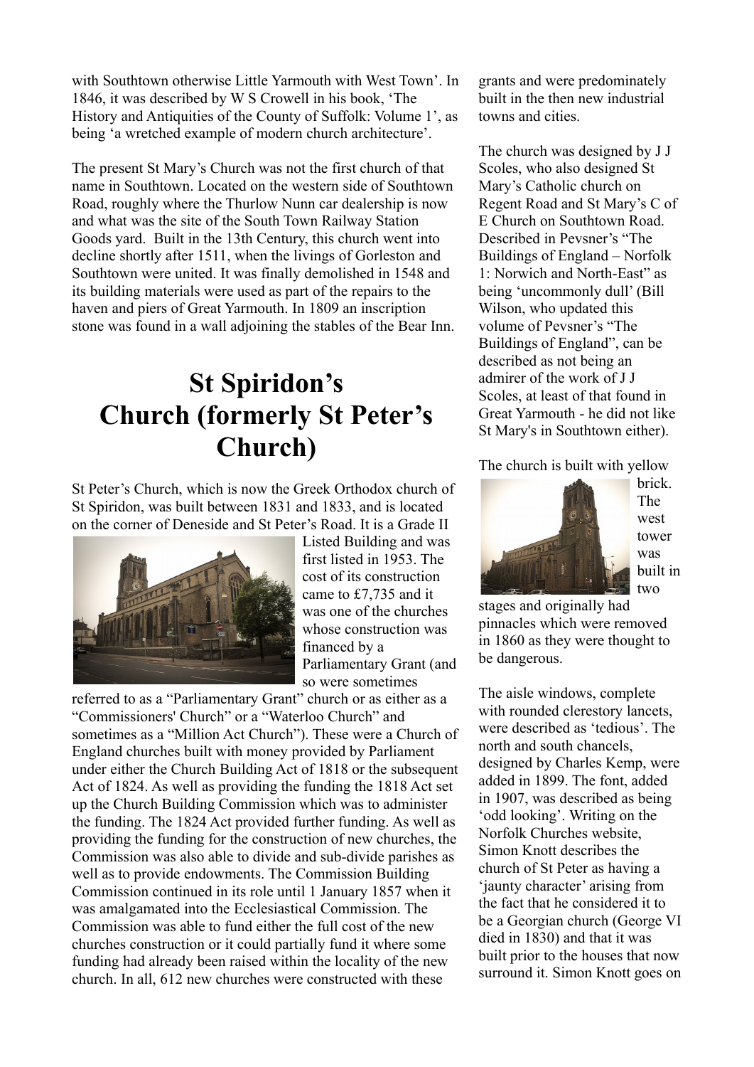with Southtown otherwise Little Yarmouth with West Town'. In 1846, it was described by W S Crowell in his book, 'The History and Antiquities of the County of Suffolk: Volume 1', as being 'a wretched example of modern church architecture'.

The present St Mary's Church was not the first church of that name in Southtown. Located on the western side of Southtown Road, roughly where the Thurlow Nunn car dealership is now and what was the site of the South Town Railway Station Goods yard. Built in the 13th Century, this church went into decline shortly after 1511, when the livings of Gorleston and Southtown were united. It was finally demolished in 1548 and its building materials were used as part of the repairs to the haven and piers of Great Yarmouth. In 1809 an inscription stone was found in a wall adjoining the stables of the Bear Inn.

# St Spiridon's Church (formerly St Peter's Church)

St Peter's Church, which is now the Greek Orthodox church of St Spiridon, was built between 1831 and 1833, and is located on the corner of Deneside and St Peter's Road. It is a Grade II Listed Building and was first listed in 1953. The cost of its construction came to £7,735 and it was one of the churches whose construction was financed by a Parliamentary Grant (and so were sometimes referred to as a "Parliamentary Grant" church or as either as a "Commissioners' Church" or a "Waterloo Church" and sometimes as a "Million Act Church"). These were a Church of England churches built with money provided by Parliament under either the Church Building Act of 1818 or the subsequent Act of 1824. As well as providing the funding the 1818 Act set up the Church Building Commission which was to administer the funding. The 1824 Act provided further funding. As well as providing the funding for the construction of new churches, the Commission was also able to divide and sub-divide parishes as well as to provide endowments. The Commission Building Commission continued in its role until 1 January 1857 when it was amalgamated into the Ecclesiastical Commission. The Commission was able to fund either the full cost of the new churches construction or it could partially fund it where some funding had already been raised within the locality of the new church. In all, 612 new churches were constructed with these grants and were predominately built in the then new industrial towns and cities.

The church was designed by J J Scoles, who also designed St Mary's Catholic church on Regent Road and St Mary's C of E Church on Southtown Road. Described in Pevsner's "The Buildings of England – Norfolk 1: Norwich and North-East" as being 'uncommonly dull' (Bill Wilson, who updated this volume of Pevsner's "The Buildings of England", can be described as not being an admirer of the work of J J Scoles, at least of that found in Great Yarmouth - he did not like St Mary's in Southtown either).

The church is built with yellow brick. The west tower was built in two stages and originally had pinnacles which were removed in 1860 as they were thought to be dangerous.

The aisle windows, complete with rounded clerestory lancets, were described as 'tedious'. The north and south chancels, designed by Charles Kemp, were added in 1899. The font, added in 1907, was described as being 'odd looking'. Writing on the Norfolk Churches website, Simon Knott describes the church of St Peter as having a 'jaunty character' arising from the fact that he considered it to be a Georgian church (George VI died in 1830) and that it was built prior to the houses that now surround it. Simon Knott goes on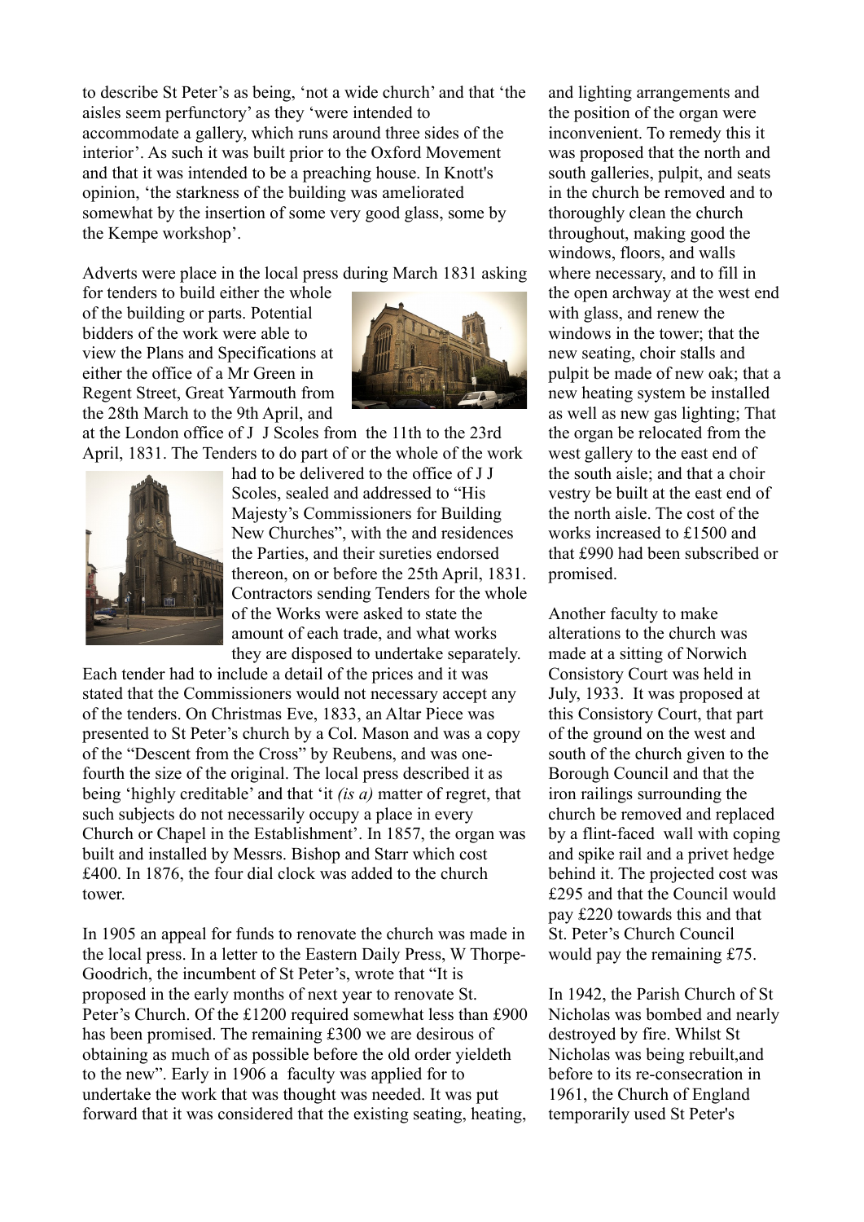to describe St Peter's as being, 'not a wide church' and that 'the aisles seem perfunctory' as they 'were intended to accommodate a gallery, which runs around three sides of the interior'. As such it was built prior to the Oxford Movement and that it was intended to be a preaching house. In Knott's opinion, 'the starkness of the building was ameliorated somewhat by the insertion of some very good glass, some by the Kempe workshop'.

Adverts were place in the local press during March 1831 asking for tenders to build either the whole of the building or parts. Potential bidders of the work were able to view the Plans and Specifications at either the office of a Mr Green in Regent Street, Great Yarmouth from the 28th March to the 9th April, and at the London office of J J Scoles from the 11th to the 23rd April, 1831. The Tenders to do part of or the whole of the work had to be delivered to the office of J J Scoles, sealed and addressed to "His Majesty's Commissioners for Building New Churches", with the and residences the Parties, and their sureties endorsed thereon, on or before the 25th April, 1831. Contractors sending Tenders for the whole of the Works were asked to state the amount of each trade, and what works they are disposed to undertake separately. Each tender had to include a detail of the prices and it was stated that the Commissioners would not necessary accept any of the tenders. On Christmas Eve, 1833, an Altar Piece was presented to St Peter's church by a Col. Mason and was a copy of the "Descent from the Cross" by Reubens, and was one-fourth the size of the original. The local press described it as being 'highly creditable' and that 'it *(is a)* matter of regret, that such subjects do not necessarily occupy a place in every Church or Chapel in the Establishment'. In 1857, the organ was built and installed by Messrs. Bishop and Starr which cost £400. In 1876, the four dial clock was added to the church tower.

In 1905 an appeal for funds to renovate the church was made in the local press. In a letter to the Eastern Daily Press, W Thorpe-Goodrich, the incumbent of St Peter's, wrote that "It is proposed in the early months of next year to renovate St. Peter's Church. Of the £1200 required somewhat less than £900 has been promised. The remaining £300 we are desirous of obtaining as much of as possible before the old order yieldeth to the new". Early in 1906 a faculty was applied for to undertake the work that was thought was needed. It was put forward that it was considered that the existing seating, heating, and lighting arrangements and the position of the organ were inconvenient. To remedy this it was proposed that the north and south galleries, pulpit, and seats in the church be removed and to thoroughly clean the church throughout, making good the windows, floors, and walls where necessary, and to fill in the open archway at the west end with glass, and renew the windows in the tower; that the new seating, choir stalls and pulpit be made of new oak; that a new heating system be installed as well as new gas lighting; That the organ be relocated from the west gallery to the east end of the south aisle; and that a choir vestry be built at the east end of the north aisle. The cost of the works increased to £1500 and that £990 had been subscribed or promised.

Another faculty to make alterations to the church was made at a sitting of Norwich Consistory Court was held in July, 1933. It was proposed at this Consistory Court, that part of the ground on the west and south of the church given to the Borough Council and that the iron railings surrounding the church be removed and replaced by a flint-faced wall with coping and spike rail and a privet hedge behind it. The projected cost was £295 and that the Council would pay £220 towards this and that St. Peter's Church Council would pay the remaining £75.

In 1942, the Parish Church of St Nicholas was bombed and nearly destroyed by fire. Whilst St Nicholas was being rebuilt,and before to its re-consecration in 1961, the Church of England temporarily used St Peter's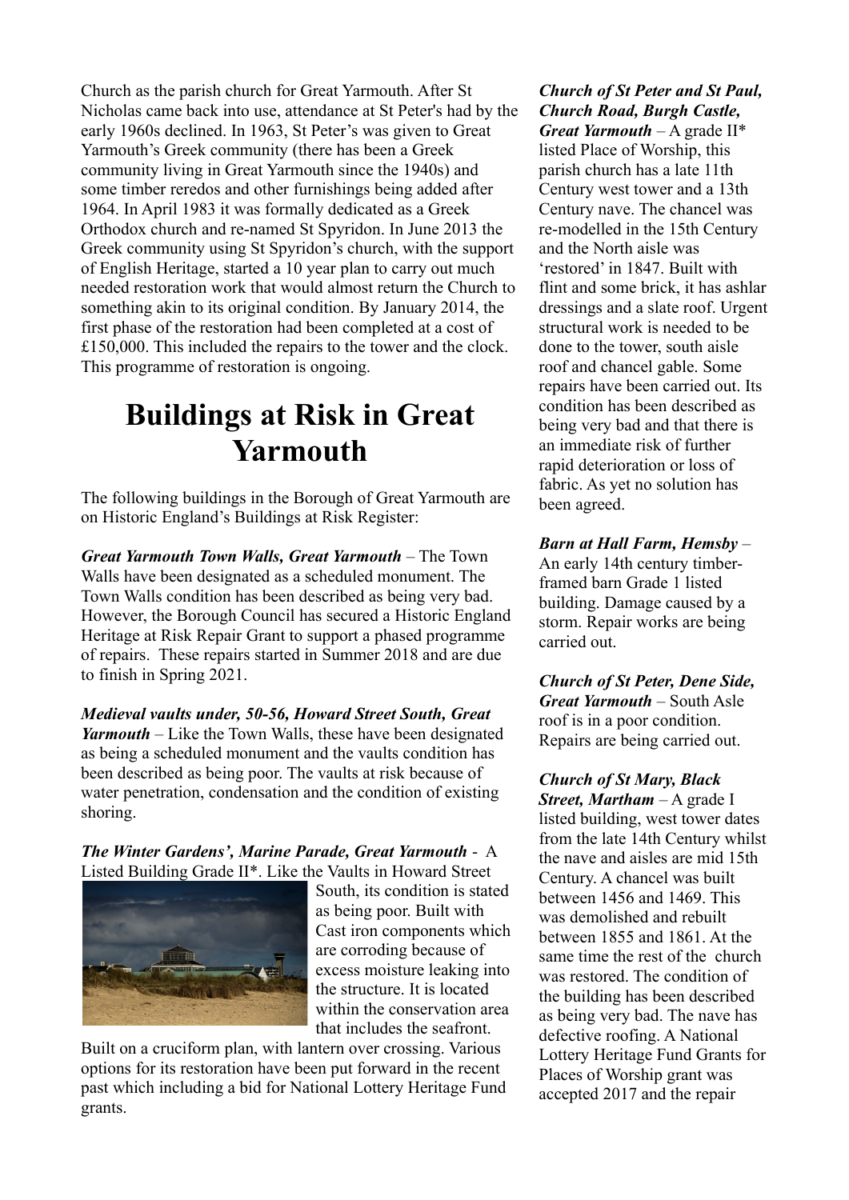Church as the parish church for Great Yarmouth. After St Nicholas came back into use, attendance at St Peter's had by the early 1960s declined. In 1963, St Peter's was given to Great Yarmouth's Greek community (there has been a Greek community living in Great Yarmouth since the 1940s) and some timber reredos and other furnishings being added after 1964. In April 1983 it was formally dedicated as a Greek Orthodox church and re-named St Spyridon. In June 2013 the Greek community using St Spyridon's church, with the support of English Heritage, started a 10 year plan to carry out much needed restoration work that would almost return the Church to something akin to its original condition. By January 2014, the first phase of the restoration had been completed at a cost of £150,000. This included the repairs to the tower and the clock. This programme of restoration is ongoing.

# Buildings at Risk in Great Yarmouth

The following buildings in the Borough of Great Yarmouth are on Historic England's Buildings at Risk Register:

***Great Yarmouth Town Walls, Great Yarmouth*** – The Town Walls have been designated as a scheduled monument. The Town Walls condition has been described as being very bad. However, the Borough Council has secured a Historic England Heritage at Risk Repair Grant to support a phased programme of repairs. These repairs started in Summer 2018 and are due to finish in Spring 2021.

***Medieval vaults under, 50-56, Howard Street South, Great Yarmouth*** – Like the Town Walls, these have been designated as being a scheduled monument and the vaults condition has been described as being poor. The vaults at risk because of water penetration, condensation and the condition of existing shoring.

***The Winter Gardens', Marine Parade, Great Yarmouth*** - A Listed Building Grade II*. Like the Vaults in Howard Street South, its condition is stated as being poor. Built with Cast iron components which are corroding because of excess moisture leaking into the structure. It is located within the conservation area that includes the seafront. Built on a cruciform plan, with lantern over crossing. Various options for its restoration have been put forward in the recent past which including a bid for National Lottery Heritage Fund grants.

***Church of St Peter and St Paul, Church Road, Burgh Castle, Great Yarmouth*** – A grade II* listed Place of Worship, this parish church has a late 11th Century west tower and a 13th Century nave. The chancel was re-modelled in the 15th Century and the North aisle was 'restored' in 1847. Built with flint and some brick, it has ashlar dressings and a slate roof. Urgent structural work is needed to be done to the tower, south aisle roof and chancel gable. Some repairs have been carried out. Its condition has been described as being very bad and that there is an immediate risk of further rapid deterioration or loss of fabric. As yet no solution has been agreed.

***Barn at Hall Farm, Hemsby*** – An early 14th century timber-framed barn Grade 1 listed building. Damage caused by a storm. Repair works are being carried out.

***Church of St Peter, Dene Side, Great Yarmouth*** – South Asle roof is in a poor condition. Repairs are being carried out.

***Church of St Mary, Black Street, Martham*** – A grade I listed building, west tower dates from the late 14th Century whilst the nave and aisles are mid 15th Century. A chancel was built between 1456 and 1469. This was demolished and rebuilt between 1855 and 1861. At the same time the rest of the church was restored. The condition of the building has been described as being very bad. The nave has defective roofing. A National Lottery Heritage Fund Grants for Places of Worship grant was accepted 2017 and the repair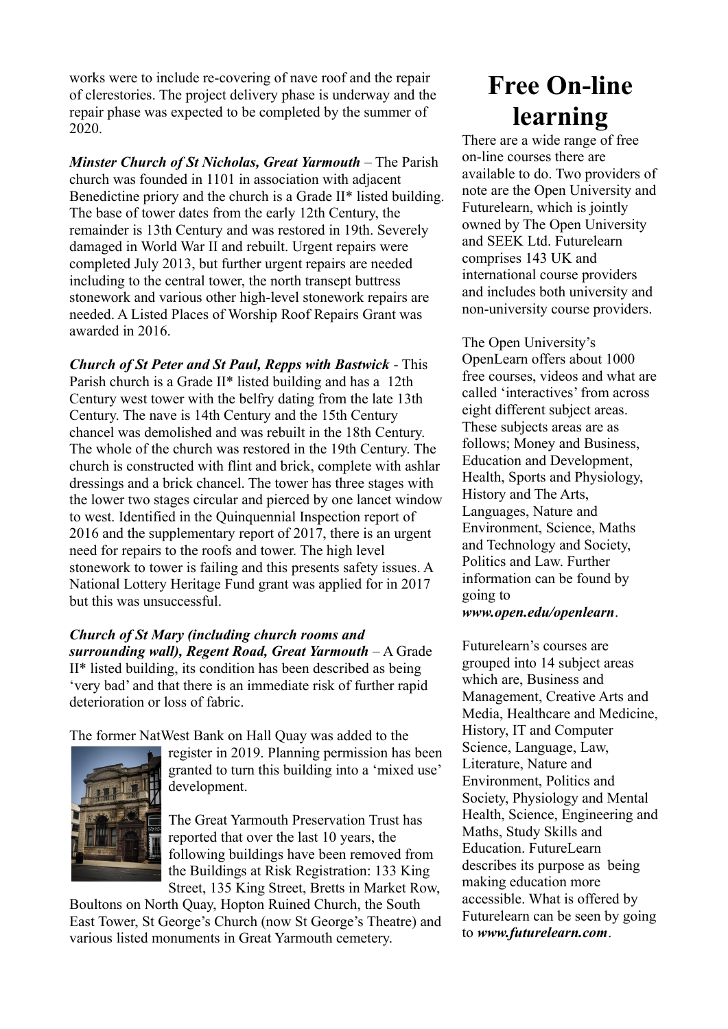works were to include re-covering of nave roof and the repair of clerestories. The project delivery phase is underway and the repair phase was expected to be completed by the summer of 2020.

***Minster Church of St Nicholas, Great Yarmouth*** – The Parish church was founded in 1101 in association with adjacent Benedictine priory and the church is a Grade II* listed building. The base of tower dates from the early 12th Century, the remainder is 13th Century and was restored in 19th. Severely damaged in World War II and rebuilt. Urgent repairs were completed July 2013, but further urgent repairs are needed including to the central tower, the north transept buttress stonework and various other high-level stonework repairs are needed. A Listed Places of Worship Roof Repairs Grant was awarded in 2016.

***Church of St Peter and St Paul, Repps with Bastwick*** - This Parish church is a Grade II* listed building and has a 12th Century west tower with the belfry dating from the late 13th Century. The nave is 14th Century and the 15th Century chancel was demolished and was rebuilt in the 18th Century. The whole of the church was restored in the 19th Century. The church is constructed with flint and brick, complete with ashlar dressings and a brick chancel. The tower has three stages with the lower two stages circular and pierced by one lancet window to west. Identified in the Quinquennial Inspection report of 2016 and the supplementary report of 2017, there is an urgent need for repairs to the roofs and tower. The high level stonework to tower is failing and this presents safety issues. A National Lottery Heritage Fund grant was applied for in 2017 but this was unsuccessful.

***Church of St Mary (including church rooms and surrounding wall), Regent Road, Great Yarmouth*** – A Grade II* listed building, its condition has been described as being 'very bad' and that there is an immediate risk of further rapid deterioration or loss of fabric.

The former NatWest Bank on Hall Quay was added to the register in 2019. Planning permission has been granted to turn this building into a 'mixed use' development.

The Great Yarmouth Preservation Trust has reported that over the last 10 years, the following buildings have been removed from the Buildings at Risk Registration: 133 King Street, 135 King Street, Bretts in Market Row, Boultons on North Quay, Hopton Ruined Church, the South East Tower, St George's Church (now St George's Theatre) and various listed monuments in Great Yarmouth cemetery.

# Free On-line learning

There are a wide range of free on-line courses there are available to do. Two providers of note are the Open University and Futurelearn, which is jointly owned by The Open University and SEEK Ltd. Futurelearn comprises 143 UK and international course providers and includes both university and non-university course providers.

The Open University's OpenLearn offers about 1000 free courses, videos and what are called 'interactives' from across eight different subject areas. These subjects areas are as follows; Money and Business, Education and Development, Health, Sports and Physiology, History and The Arts, Languages, Nature and Environment, Science, Maths and Technology and Society, Politics and Law. Further information can be found by going to ***www.open.edu/openlearn***.

Futurelearn's courses are grouped into 14 subject areas which are, Business and Management, Creative Arts and Media, Healthcare and Medicine, History, IT and Computer Science, Language, Law, Literature, Nature and Environment, Politics and Society, Physiology and Mental Health, Science, Engineering and Maths, Study Skills and Education. FutureLearn describes its purpose as being making education more accessible. What is offered by Futurelearn can be seen by going to ***www.futurelearn.com***.